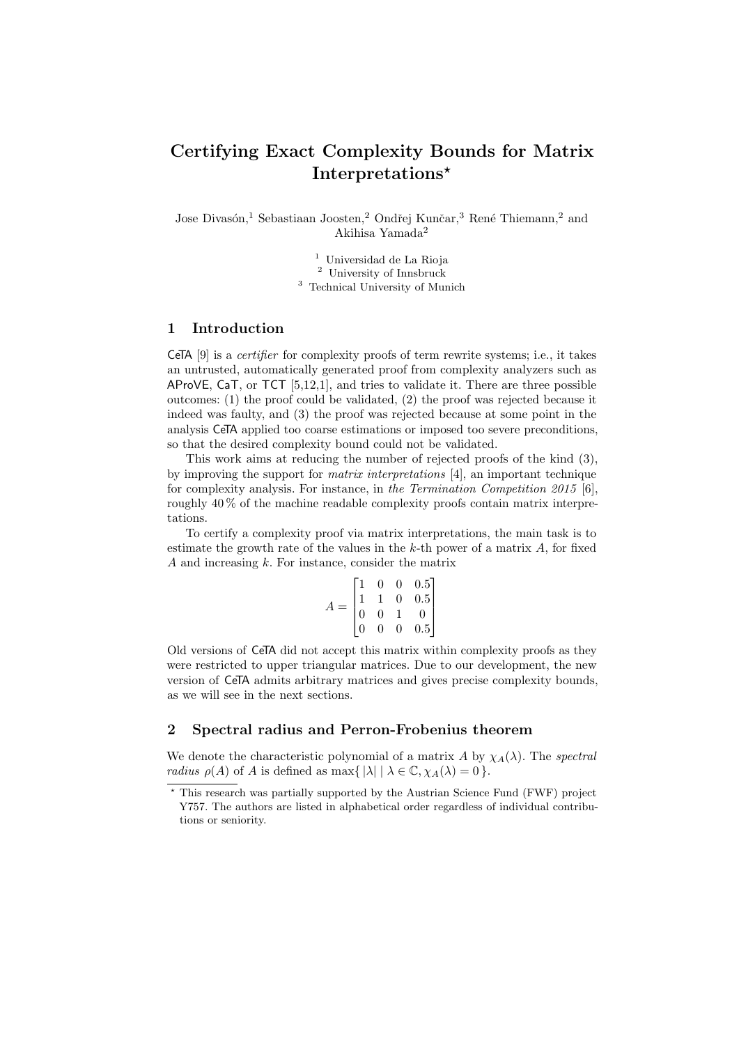# Certifying Exact Complexity Bounds for Matrix Interpretations*

Jose Divasón,[1] Sebastiaan Joosten,[2] Ondřej Kunčar,[3] René Thiemann,[2] and Akihisa Yamada[2]

[1] Universidad de La Rioja
[2] University of Innsbruck
[3] Technical University of Munich

## 1 Introduction

CeTA [9] is a *certifier* for complexity proofs of term rewrite systems; i.e., it takes an untrusted, automatically generated proof from complexity analyzers such as AProVE, CaT, or TCT [5,12,1], and tries to validate it. There are three possible outcomes: (1) the proof could be validated, (2) the proof was rejected because it indeed was faulty, and (3) the proof was rejected because at some point in the analysis CeTA applied too coarse estimations or imposed too severe preconditions, so that the desired complexity bound could not be validated.

This work aims at reducing the number of rejected proofs of the kind (3), by improving the support for *matrix interpretations* [4], an important technique for complexity analysis. For instance, in *the Termination Competition 2015* [6], roughly 40 % of the machine readable complexity proofs contain matrix interpretations.

To certify a complexity proof via matrix interpretations, the main task is to estimate the growth rate of the values in the $k$-th power of a matrix $A$, for fixed $A$ and increasing $k$. For instance, consider the matrix

$$A = \begin{bmatrix} 1 & 0 & 0 & 0.5 \\ 1 & 1 & 0 & 0.5 \\ 0 & 0 & 1 & 0 \\ 0 & 0 & 0 & 0.5 \end{bmatrix}$$

Old versions of CeTA did not accept this matrix within complexity proofs as they were restricted to upper triangular matrices. Due to our development, the new version of CeTA admits arbitrary matrices and gives precise complexity bounds, as we will see in the next sections.

## 2 Spectral radius and Perron-Frobenius theorem

We denote the characteristic polynomial of a matrix $A$ by $\chi_A(\lambda)$. The *spectral radius* $\rho(A)$ of $A$ is defined as $\max\{\, |\lambda| \mid \lambda \in \mathbb{C}, \chi_A(\lambda) = 0 \,\}$.

* This research was partially supported by the Austrian Science Fund (FWF) project Y757. The authors are listed in alphabetical order regardless of individual contributions or seniority.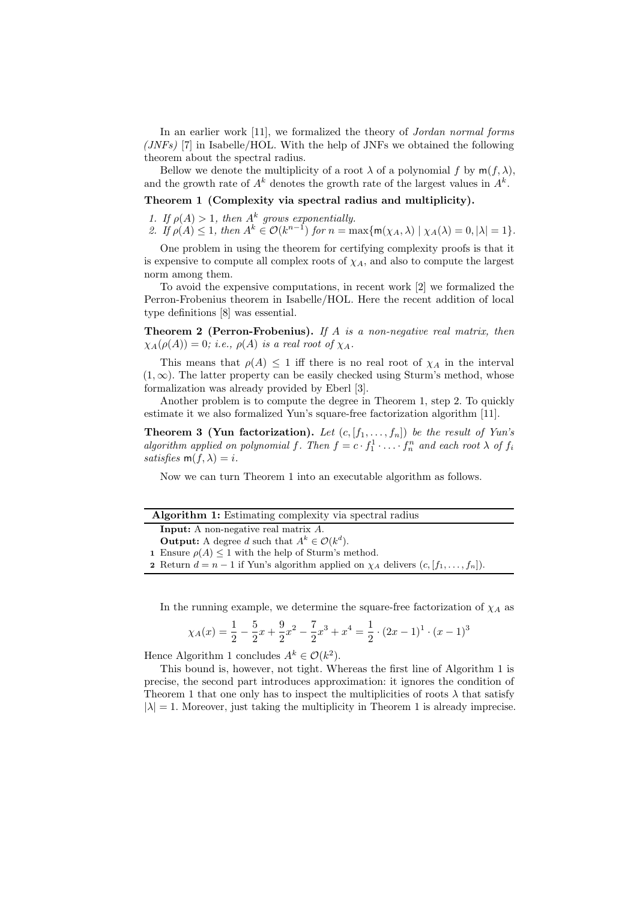In an earlier work [11], we formalized the theory of *Jordan normal forms (JNFs)* [7] in Isabelle/HOL. With the help of JNFs we obtained the following theorem about the spectral radius.

Bellow we denote the multiplicity of a root $\lambda$ of a polynomial $f$ by $\mathsf{m}(f, \lambda)$, and the growth rate of $A^k$ denotes the growth rate of the largest values in $A^k$.

**Theorem 1 (Complexity via spectral radius and multiplicity).**

1. *If $\rho(A) > 1$, then $A^k$ grows exponentially.*
2. *If $\rho(A) \leq 1$, then $A^k \in \mathcal{O}(k^{n-1})$ for $n = \max\{\mathsf{m}(\chi_A, \lambda) \mid \chi_A(\lambda) = 0, |\lambda| = 1\}$.*

One problem in using the theorem for certifying complexity proofs is that it is expensive to compute all complex roots of $\chi_A$, and also to compute the largest norm among them.

To avoid the expensive computations, in recent work [2] we formalized the Perron-Frobenius theorem in Isabelle/HOL. Here the recent addition of local type definitions [8] was essential.

**Theorem 2 (Perron-Frobenius).** *If $A$ is a non-negative real matrix, then $\chi_A(\rho(A)) = 0$; i.e., $\rho(A)$ is a real root of $\chi_A$.*

This means that $\rho(A) \leq 1$ iff there is no real root of $\chi_A$ in the interval $(1, \infty)$. The latter property can be easily checked using Sturm's method, whose formalization was already provided by Eberl [3].

Another problem is to compute the degree in Theorem 1, step 2. To quickly estimate it we also formalized Yun's square-free factorization algorithm [11].

**Theorem 3 (Yun factorization).** *Let $(c, [f_1, \ldots, f_n])$ be the result of Yun's algorithm applied on polynomial $f$. Then $f = c \cdot f_1^1 \cdot \ldots \cdot f_n^n$ and each root $\lambda$ of $f_i$ satisfies $\mathsf{m}(f, \lambda) = i$.*

Now we can turn Theorem 1 into an executable algorithm as follows.

---

**Algorithm 1:** Estimating complexity via spectral radius

**Input:** A non-negative real matrix $A$.
**Output:** A degree $d$ such that $A^k \in \mathcal{O}(k^d)$.

1. Ensure $\rho(A) \leq 1$ with the help of Sturm's method.
2. Return $d = n - 1$ if Yun's algorithm applied on $\chi_A$ delivers $(c, [f_1, \ldots, f_n])$.

---

In the running example, we determine the square-free factorization of $\chi_A$ as

$$\chi_A(x) = \frac{1}{2} - \frac{5}{2}x + \frac{9}{2}x^2 - \frac{7}{2}x^3 + x^4 = \frac{1}{2} \cdot (2x - 1)^1 \cdot (x - 1)^3$$

Hence Algorithm 1 concludes $A^k \in \mathcal{O}(k^2)$.

This bound is, however, not tight. Whereas the first line of Algorithm 1 is precise, the second part introduces approximation: it ignores the condition of Theorem 1 that one only has to inspect the multiplicities of roots $\lambda$ that satisfy $|\lambda| = 1$. Moreover, just taking the multiplicity in Theorem 1 is already imprecise.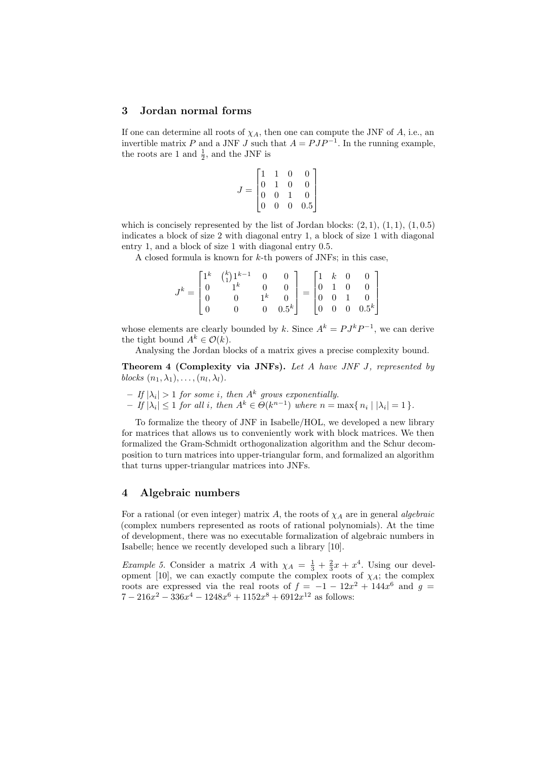## 3 Jordan normal forms

If one can determine all roots of $\chi_A$, then one can compute the JNF of $A$, i.e., an invertible matrix $P$ and a JNF $J$ such that $A = PJP^{-1}$. In the running example, the roots are 1 and $\frac{1}{2}$, and the JNF is

$$J = \begin{bmatrix} 1 & 1 & 0 & 0 \\ 0 & 1 & 0 & 0 \\ 0 & 0 & 1 & 0 \\ 0 & 0 & 0 & 0.5 \end{bmatrix}$$

which is concisely represented by the list of Jordan blocks: $(2, 1)$, $(1, 1)$, $(1, 0.5)$ indicates a block of size 2 with diagonal entry 1, a block of size 1 with diagonal entry 1, and a block of size 1 with diagonal entry 0.5.

A closed formula is known for $k$-th powers of JNFs; in this case,

$$J^k = \begin{bmatrix} 1^k & \binom{k}{1}1^{k-1} & 0 & 0 \\ 0 & 1^k & 0 & 0 \\ 0 & 0 & 1^k & 0 \\ 0 & 0 & 0 & 0.5^k \end{bmatrix} = \begin{bmatrix} 1 & k & 0 & 0 \\ 0 & 1 & 0 & 0 \\ 0 & 0 & 1 & 0 \\ 0 & 0 & 0 & 0.5^k \end{bmatrix}$$

whose elements are clearly bounded by $k$. Since $A^k = PJ^kP^{-1}$, we can derive the tight bound $A^k \in \mathcal{O}(k)$.

Analysing the Jordan blocks of a matrix gives a precise complexity bound.

**Theorem 4 (Complexity via JNFs).** *Let $A$ have JNF $J$, represented by blocks $(n_1, \lambda_1), \ldots, (n_l, \lambda_l)$.*

- *If $|\lambda_i| > 1$ for some $i$, then $A^k$ grows exponentially.*
- *If $|\lambda_i| \leq 1$ for all $i$, then $A^k \in \Theta(k^{n-1})$ where $n = \max\{\, n_i \mid |\lambda_i| = 1 \,\}$.*

To formalize the theory of JNF in Isabelle/HOL, we developed a new library for matrices that allows us to conveniently work with block matrices. We then formalized the Gram-Schmidt orthogonalization algorithm and the Schur decomposition to turn matrices into upper-triangular form, and formalized an algorithm that turns upper-triangular matrices into JNFs.

## 4 Algebraic numbers

For a rational (or even integer) matrix $A$, the roots of $\chi_A$ are in general *algebraic* (complex numbers represented as roots of rational polynomials). At the time of development, there was no executable formalization of algebraic numbers in Isabelle; hence we recently developed such a library [10].

*Example 5.* Consider a matrix $A$ with $\chi_A = \frac{1}{3} + \frac{2}{3}x + x^4$. Using our development [10], we can exactly compute the complex roots of $\chi_A$; the complex roots are expressed via the real roots of $f = -1 - 12x^2 + 144x^6$ and $g = 7 - 216x^2 - 336x^4 - 1248x^6 + 1152x^8 + 6912x^{12}$ as follows: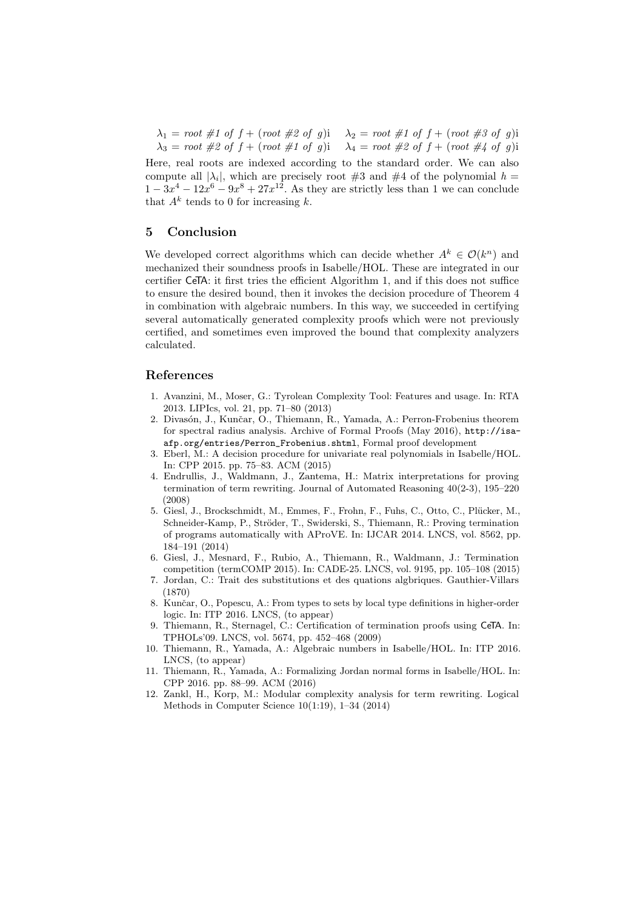$$\lambda_1 = \textit{root \#1 of } f + (\textit{root \#2 of } g)\mathrm{i} \quad \lambda_2 = \textit{root \#1 of } f + (\textit{root \#3 of } g)\mathrm{i}$$
$$\lambda_3 = \textit{root \#2 of } f + (\textit{root \#1 of } g)\mathrm{i} \quad \lambda_4 = \textit{root \#2 of } f + (\textit{root \#4 of } g)\mathrm{i}$$

Here, real roots are indexed according to the standard order. We can also compute all $|\lambda_i|$, which are precisely root #3 and #4 of the polynomial $h = 1 - 3x^4 - 12x^6 - 9x^8 + 27x^{12}$. As they are strictly less than 1 we can conclude that $A^k$ tends to 0 for increasing $k$.

## 5 Conclusion

We developed correct algorithms which can decide whether $A^k \in \mathcal{O}(k^n)$ and mechanized their soundness proofs in Isabelle/HOL. These are integrated in our certifier CeTA: it first tries the efficient Algorithm 1, and if this does not suffice to ensure the desired bound, then it invokes the decision procedure of Theorem 4 in combination with algebraic numbers. In this way, we succeeded in certifying several automatically generated complexity proofs which were not previously certified, and sometimes even improved the bound that complexity analyzers calculated.

## References

1. Avanzini, M., Moser, G.: Tyrolean Complexity Tool: Features and usage. In: RTA 2013. LIPIcs, vol. 21, pp. 71–80 (2013)
2. Divasón, J., Kunčar, O., Thiemann, R., Yamada, A.: Perron-Frobenius theorem for spectral radius analysis. Archive of Formal Proofs (May 2016), `http://isa-afp.org/entries/Perron_Frobenius.shtml`, Formal proof development
3. Eberl, M.: A decision procedure for univariate real polynomials in Isabelle/HOL. In: CPP 2015. pp. 75–83. ACM (2015)
4. Endrullis, J., Waldmann, J., Zantema, H.: Matrix interpretations for proving termination of term rewriting. Journal of Automated Reasoning 40(2-3), 195–220 (2008)
5. Giesl, J., Brockschmidt, M., Emmes, F., Frohn, F., Fuhs, C., Otto, C., Plücker, M., Schneider-Kamp, P., Ströder, T., Swiderski, S., Thiemann, R.: Proving termination of programs automatically with AProVE. In: IJCAR 2014. LNCS, vol. 8562, pp. 184–191 (2014)
6. Giesl, J., Mesnard, F., Rubio, A., Thiemann, R., Waldmann, J.: Termination competition (termCOMP 2015). In: CADE-25. LNCS, vol. 9195, pp. 105–108 (2015)
7. Jordan, C.: Trait des substitutions et des quations algbriques. Gauthier-Villars (1870)
8. Kunčar, O., Popescu, A.: From types to sets by local type definitions in higher-order logic. In: ITP 2016. LNCS, (to appear)
9. Thiemann, R., Sternagel, C.: Certification of termination proofs using CeTA. In: TPHOLs'09. LNCS, vol. 5674, pp. 452–468 (2009)
10. Thiemann, R., Yamada, A.: Algebraic numbers in Isabelle/HOL. In: ITP 2016. LNCS, (to appear)
11. Thiemann, R., Yamada, A.: Formalizing Jordan normal forms in Isabelle/HOL. In: CPP 2016. pp. 88–99. ACM (2016)
12. Zankl, H., Korp, M.: Modular complexity analysis for term rewriting. Logical Methods in Computer Science 10(1:19), 1–34 (2014)